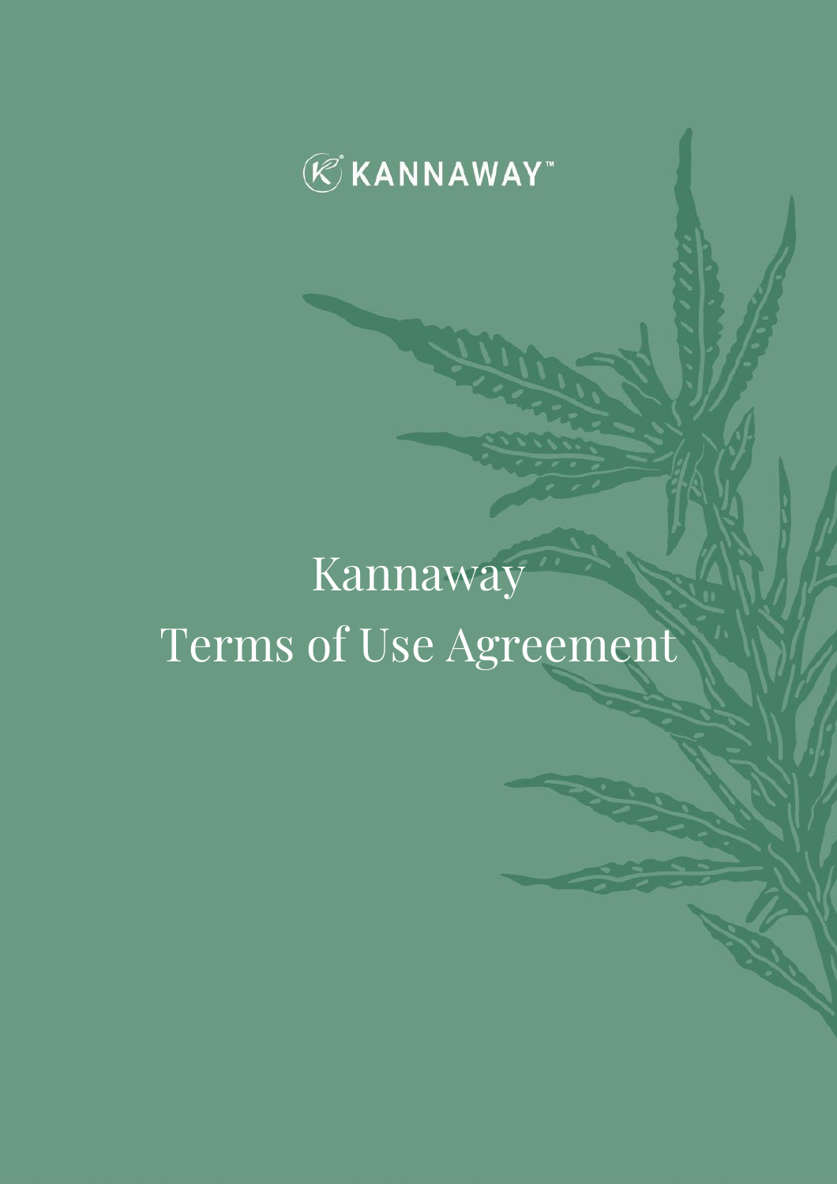KANNAWAY™

# Kannaway
# Terms of Use Agreement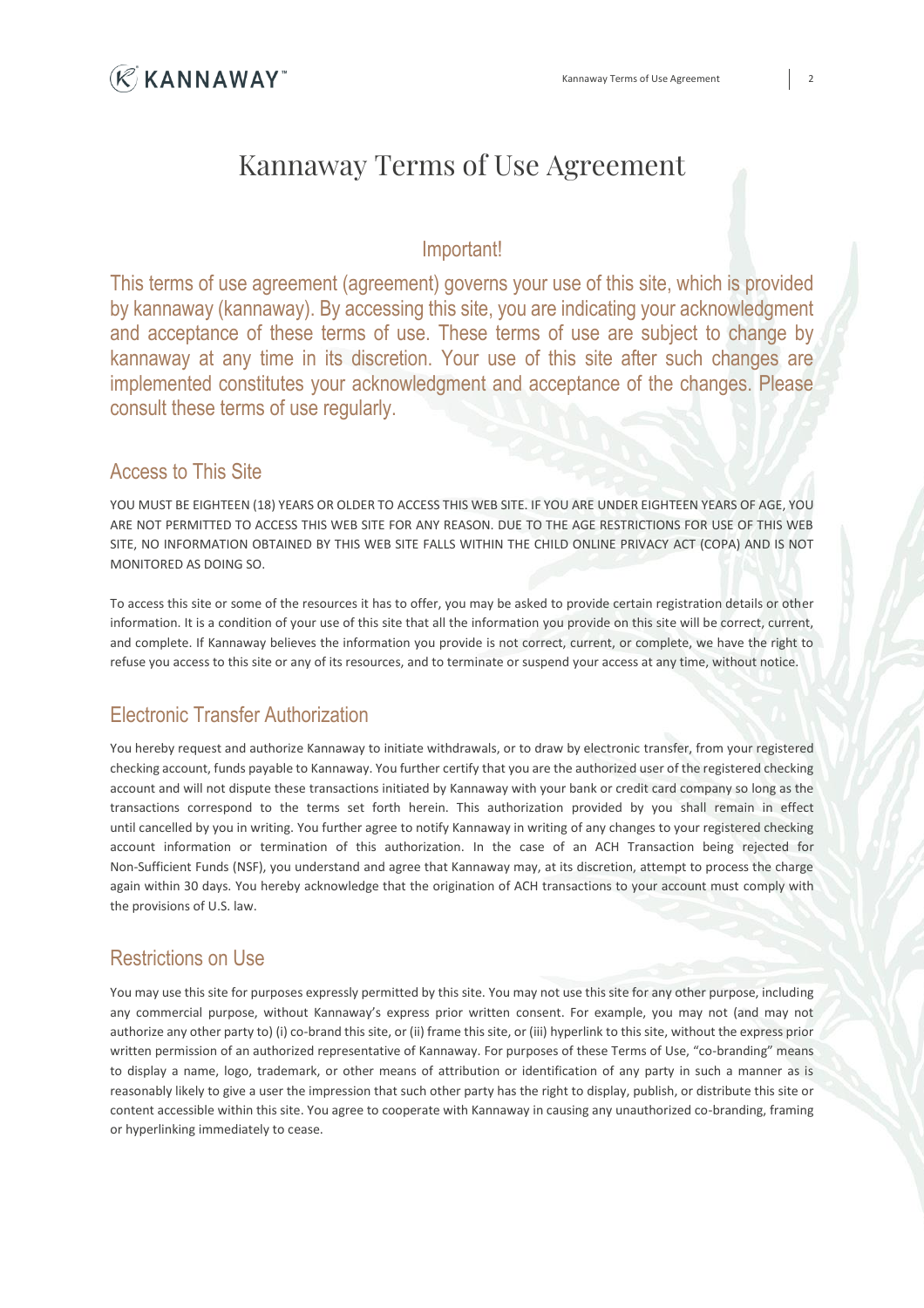# Kannaway Terms of Use Agreement

## Important!

This terms of use agreement (agreement) governs your use of this site, which is provided by kannaway (kannaway). By accessing this site, you are indicating your acknowledgment and acceptance of these terms of use. These terms of use are subject to change by kannaway at any time in its discretion. Your use of this site after such changes are implemented constitutes your acknowledgment and acceptance of the changes. Please consult these terms of use regularly.

## Access to This Site

YOU MUST BE EIGHTEEN (18) YEARS OR OLDER TO ACCESS THIS WEB SITE. IF YOU ARE UNDER EIGHTEEN YEARS OF AGE, YOU ARE NOT PERMITTED TO ACCESS THIS WEB SITE FOR ANY REASON. DUE TO THE AGE RESTRICTIONS FOR USE OF THIS WEB SITE, NO INFORMATION OBTAINED BY THIS WEB SITE FALLS WITHIN THE CHILD ONLINE PRIVACY ACT (COPA) AND IS NOT MONITORED AS DOING SO.

To access this site or some of the resources it has to offer, you may be asked to provide certain registration details or other information. It is a condition of your use of this site that all the information you provide on this site will be correct, current, and complete. If Kannaway believes the information you provide is not correct, current, or complete, we have the right to refuse you access to this site or any of its resources, and to terminate or suspend your access at any time, without notice.

## Electronic Transfer Authorization

You hereby request and authorize Kannaway to initiate withdrawals, or to draw by electronic transfer, from your registered checking account, funds payable to Kannaway. You further certify that you are the authorized user of the registered checking account and will not dispute these transactions initiated by Kannaway with your bank or credit card company so long as the transactions correspond to the terms set forth herein. This authorization provided by you shall remain in effect until cancelled by you in writing. You further agree to notify Kannaway in writing of any changes to your registered checking account information or termination of this authorization. In the case of an ACH Transaction being rejected for Non-Sufficient Funds (NSF), you understand and agree that Kannaway may, at its discretion, attempt to process the charge again within 30 days. You hereby acknowledge that the origination of ACH transactions to your account must comply with the provisions of U.S. law.

## Restrictions on Use

You may use this site for purposes expressly permitted by this site. You may not use this site for any other purpose, including any commercial purpose, without Kannaway's express prior written consent. For example, you may not (and may not authorize any other party to) (i) co-brand this site, or (ii) frame this site, or (iii) hyperlink to this site, without the express prior written permission of an authorized representative of Kannaway. For purposes of these Terms of Use, "co-branding" means to display a name, logo, trademark, or other means of attribution or identification of any party in such a manner as is reasonably likely to give a user the impression that such other party has the right to display, publish, or distribute this site or content accessible within this site. You agree to cooperate with Kannaway in causing any unauthorized co-branding, framing or hyperlinking immediately to cease.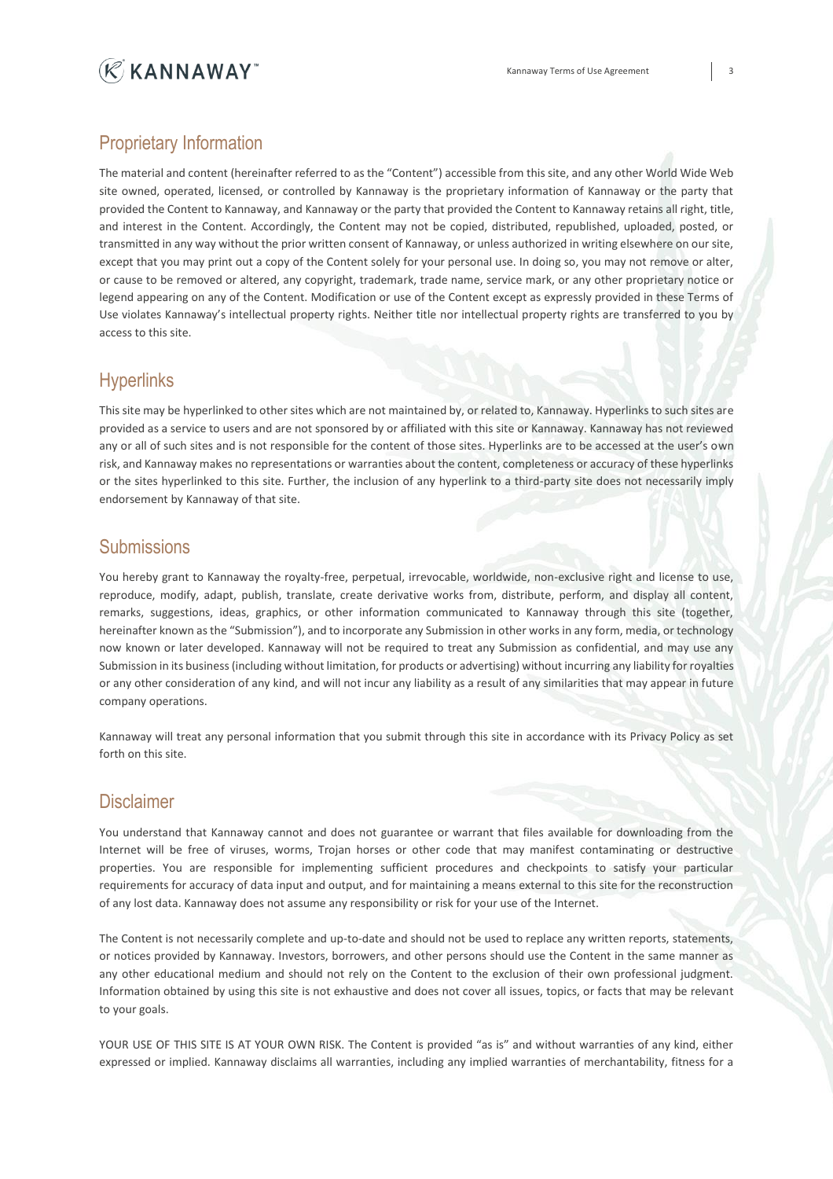## Proprietary Information

The material and content (hereinafter referred to as the "Content") accessible from this site, and any other World Wide Web site owned, operated, licensed, or controlled by Kannaway is the proprietary information of Kannaway or the party that provided the Content to Kannaway, and Kannaway or the party that provided the Content to Kannaway retains all right, title, and interest in the Content. Accordingly, the Content may not be copied, distributed, republished, uploaded, posted, or transmitted in any way without the prior written consent of Kannaway, or unless authorized in writing elsewhere on our site, except that you may print out a copy of the Content solely for your personal use. In doing so, you may not remove or alter, or cause to be removed or altered, any copyright, trademark, trade name, service mark, or any other proprietary notice or legend appearing on any of the Content. Modification or use of the Content except as expressly provided in these Terms of Use violates Kannaway's intellectual property rights. Neither title nor intellectual property rights are transferred to you by access to this site.

## Hyperlinks

This site may be hyperlinked to other sites which are not maintained by, or related to, Kannaway. Hyperlinks to such sites are provided as a service to users and are not sponsored by or affiliated with this site or Kannaway. Kannaway has not reviewed any or all of such sites and is not responsible for the content of those sites. Hyperlinks are to be accessed at the user's own risk, and Kannaway makes no representations or warranties about the content, completeness or accuracy of these hyperlinks or the sites hyperlinked to this site. Further, the inclusion of any hyperlink to a third-party site does not necessarily imply endorsement by Kannaway of that site.

## Submissions

You hereby grant to Kannaway the royalty-free, perpetual, irrevocable, worldwide, non-exclusive right and license to use, reproduce, modify, adapt, publish, translate, create derivative works from, distribute, perform, and display all content, remarks, suggestions, ideas, graphics, or other information communicated to Kannaway through this site (together, hereinafter known as the "Submission"), and to incorporate any Submission in other works in any form, media, or technology now known or later developed. Kannaway will not be required to treat any Submission as confidential, and may use any Submission in its business (including without limitation, for products or advertising) without incurring any liability for royalties or any other consideration of any kind, and will not incur any liability as a result of any similarities that may appear in future company operations.

Kannaway will treat any personal information that you submit through this site in accordance with its Privacy Policy as set forth on this site.

## Disclaimer

You understand that Kannaway cannot and does not guarantee or warrant that files available for downloading from the Internet will be free of viruses, worms, Trojan horses or other code that may manifest contaminating or destructive properties. You are responsible for implementing sufficient procedures and checkpoints to satisfy your particular requirements for accuracy of data input and output, and for maintaining a means external to this site for the reconstruction of any lost data. Kannaway does not assume any responsibility or risk for your use of the Internet.

The Content is not necessarily complete and up-to-date and should not be used to replace any written reports, statements, or notices provided by Kannaway. Investors, borrowers, and other persons should use the Content in the same manner as any other educational medium and should not rely on the Content to the exclusion of their own professional judgment. Information obtained by using this site is not exhaustive and does not cover all issues, topics, or facts that may be relevant to your goals.

YOUR USE OF THIS SITE IS AT YOUR OWN RISK. The Content is provided "as is" and without warranties of any kind, either expressed or implied. Kannaway disclaims all warranties, including any implied warranties of merchantability, fitness for a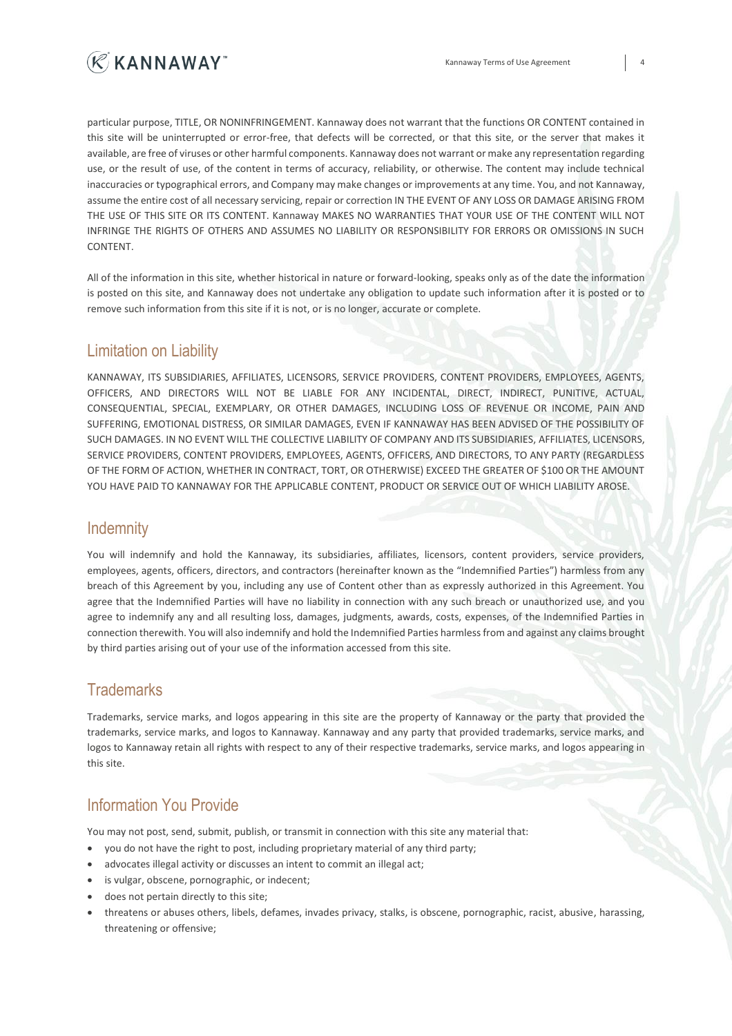particular purpose, TITLE, OR NONINFRINGEMENT. Kannaway does not warrant that the functions OR CONTENT contained in this site will be uninterrupted or error-free, that defects will be corrected, or that this site, or the server that makes it available, are free of viruses or other harmful components. Kannaway does not warrant or make any representation regarding use, or the result of use, of the content in terms of accuracy, reliability, or otherwise. The content may include technical inaccuracies or typographical errors, and Company may make changes or improvements at any time. You, and not Kannaway, assume the entire cost of all necessary servicing, repair or correction IN THE EVENT OF ANY LOSS OR DAMAGE ARISING FROM THE USE OF THIS SITE OR ITS CONTENT. Kannaway MAKES NO WARRANTIES THAT YOUR USE OF THE CONTENT WILL NOT INFRINGE THE RIGHTS OF OTHERS AND ASSUMES NO LIABILITY OR RESPONSIBILITY FOR ERRORS OR OMISSIONS IN SUCH CONTENT.

All of the information in this site, whether historical in nature or forward-looking, speaks only as of the date the information is posted on this site, and Kannaway does not undertake any obligation to update such information after it is posted or to remove such information from this site if it is not, or is no longer, accurate or complete.

## Limitation on Liability

KANNAWAY, ITS SUBSIDIARIES, AFFILIATES, LICENSORS, SERVICE PROVIDERS, CONTENT PROVIDERS, EMPLOYEES, AGENTS, OFFICERS, AND DIRECTORS WILL NOT BE LIABLE FOR ANY INCIDENTAL, DIRECT, INDIRECT, PUNITIVE, ACTUAL, CONSEQUENTIAL, SPECIAL, EXEMPLARY, OR OTHER DAMAGES, INCLUDING LOSS OF REVENUE OR INCOME, PAIN AND SUFFERING, EMOTIONAL DISTRESS, OR SIMILAR DAMAGES, EVEN IF KANNAWAY HAS BEEN ADVISED OF THE POSSIBILITY OF SUCH DAMAGES. IN NO EVENT WILL THE COLLECTIVE LIABILITY OF COMPANY AND ITS SUBSIDIARIES, AFFILIATES, LICENSORS, SERVICE PROVIDERS, CONTENT PROVIDERS, EMPLOYEES, AGENTS, OFFICERS, AND DIRECTORS, TO ANY PARTY (REGARDLESS OF THE FORM OF ACTION, WHETHER IN CONTRACT, TORT, OR OTHERWISE) EXCEED THE GREATER OF $100 OR THE AMOUNT YOU HAVE PAID TO KANNAWAY FOR THE APPLICABLE CONTENT, PRODUCT OR SERVICE OUT OF WHICH LIABILITY AROSE.

## Indemnity

You will indemnify and hold the Kannaway, its subsidiaries, affiliates, licensors, content providers, service providers, employees, agents, officers, directors, and contractors (hereinafter known as the "Indemnified Parties") harmless from any breach of this Agreement by you, including any use of Content other than as expressly authorized in this Agreement. You agree that the Indemnified Parties will have no liability in connection with any such breach or unauthorized use, and you agree to indemnify any and all resulting loss, damages, judgments, awards, costs, expenses, of the Indemnified Parties in connection therewith. You will also indemnify and hold the Indemnified Parties harmless from and against any claims brought by third parties arising out of your use of the information accessed from this site.

## Trademarks

Trademarks, service marks, and logos appearing in this site are the property of Kannaway or the party that provided the trademarks, service marks, and logos to Kannaway. Kannaway and any party that provided trademarks, service marks, and logos to Kannaway retain all rights with respect to any of their respective trademarks, service marks, and logos appearing in this site.

## Information You Provide

You may not post, send, submit, publish, or transmit in connection with this site any material that:

- you do not have the right to post, including proprietary material of any third party;
- advocates illegal activity or discusses an intent to commit an illegal act;
- is vulgar, obscene, pornographic, or indecent;
- does not pertain directly to this site;
- threatens or abuses others, libels, defames, invades privacy, stalks, is obscene, pornographic, racist, abusive, harassing, threatening or offensive;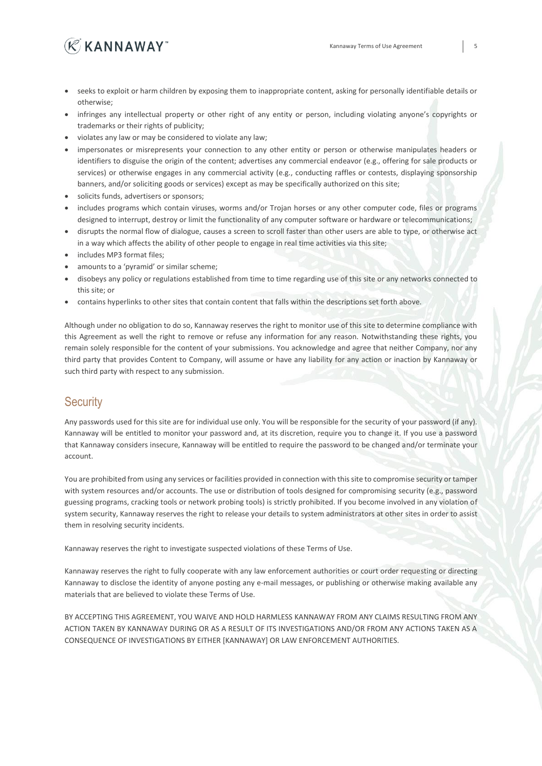- seeks to exploit or harm children by exposing them to inappropriate content, asking for personally identifiable details or otherwise;
- infringes any intellectual property or other right of any entity or person, including violating anyone's copyrights or trademarks or their rights of publicity;
- violates any law or may be considered to violate any law;
- impersonates or misrepresents your connection to any other entity or person or otherwise manipulates headers or identifiers to disguise the origin of the content; advertises any commercial endeavor (e.g., offering for sale products or services) or otherwise engages in any commercial activity (e.g., conducting raffles or contests, displaying sponsorship banners, and/or soliciting goods or services) except as may be specifically authorized on this site;
- solicits funds, advertisers or sponsors;
- includes programs which contain viruses, worms and/or Trojan horses or any other computer code, files or programs designed to interrupt, destroy or limit the functionality of any computer software or hardware or telecommunications;
- disrupts the normal flow of dialogue, causes a screen to scroll faster than other users are able to type, or otherwise act in a way which affects the ability of other people to engage in real time activities via this site;
- includes MP3 format files;
- amounts to a 'pyramid' or similar scheme;
- disobeys any policy or regulations established from time to time regarding use of this site or any networks connected to this site; or
- contains hyperlinks to other sites that contain content that falls within the descriptions set forth above.

Although under no obligation to do so, Kannaway reserves the right to monitor use of this site to determine compliance with this Agreement as well the right to remove or refuse any information for any reason. Notwithstanding these rights, you remain solely responsible for the content of your submissions. You acknowledge and agree that neither Company, nor any third party that provides Content to Company, will assume or have any liability for any action or inaction by Kannaway or such third party with respect to any submission.

## Security

Any passwords used for this site are for individual use only. You will be responsible for the security of your password (if any). Kannaway will be entitled to monitor your password and, at its discretion, require you to change it. If you use a password that Kannaway considers insecure, Kannaway will be entitled to require the password to be changed and/or terminate your account.

You are prohibited from using any services or facilities provided in connection with this site to compromise security or tamper with system resources and/or accounts. The use or distribution of tools designed for compromising security (e.g., password guessing programs, cracking tools or network probing tools) is strictly prohibited. If you become involved in any violation of system security, Kannaway reserves the right to release your details to system administrators at other sites in order to assist them in resolving security incidents.

Kannaway reserves the right to investigate suspected violations of these Terms of Use.

Kannaway reserves the right to fully cooperate with any law enforcement authorities or court order requesting or directing Kannaway to disclose the identity of anyone posting any e-mail messages, or publishing or otherwise making available any materials that are believed to violate these Terms of Use.

BY ACCEPTING THIS AGREEMENT, YOU WAIVE AND HOLD HARMLESS KANNAWAY FROM ANY CLAIMS RESULTING FROM ANY ACTION TAKEN BY KANNAWAY DURING OR AS A RESULT OF ITS INVESTIGATIONS AND/OR FROM ANY ACTIONS TAKEN AS A CONSEQUENCE OF INVESTIGATIONS BY EITHER [KANNAWAY] OR LAW ENFORCEMENT AUTHORITIES.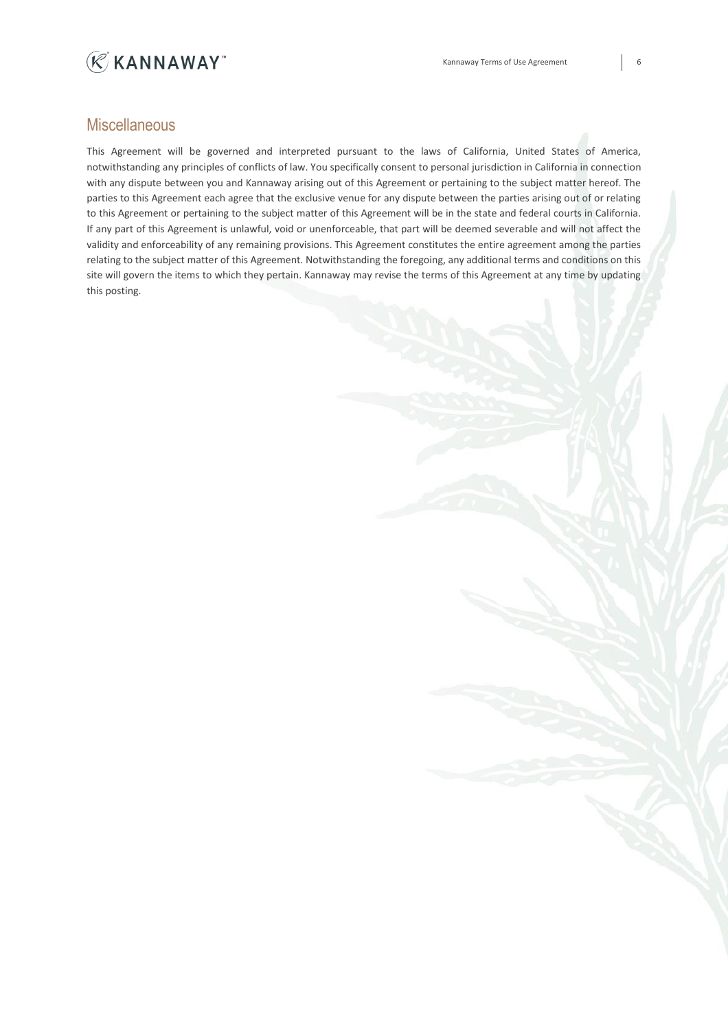## Miscellaneous

This Agreement will be governed and interpreted pursuant to the laws of California, United States of America, notwithstanding any principles of conflicts of law. You specifically consent to personal jurisdiction in California in connection with any dispute between you and Kannaway arising out of this Agreement or pertaining to the subject matter hereof. The parties to this Agreement each agree that the exclusive venue for any dispute between the parties arising out of or relating to this Agreement or pertaining to the subject matter of this Agreement will be in the state and federal courts in California. If any part of this Agreement is unlawful, void or unenforceable, that part will be deemed severable and will not affect the validity and enforceability of any remaining provisions. This Agreement constitutes the entire agreement among the parties relating to the subject matter of this Agreement. Notwithstanding the foregoing, any additional terms and conditions on this site will govern the items to which they pertain. Kannaway may revise the terms of this Agreement at any time by updating this posting.